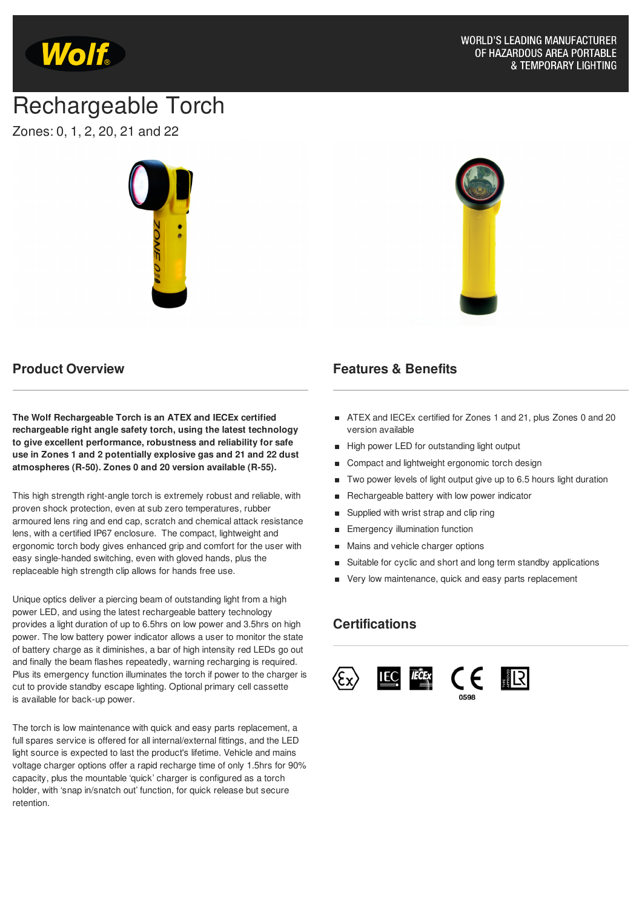WORLD'S LEADING MANUFACTURER OF HAZARDOUS AREA PORTABLE & TEMPORARY LIGHTING

# Rechargeable Torch

Zones: 0, 1, 2, 20, 21 and 22

## Product Overview

**The Wolf Rechargeable Torch is an ATEX and IECEx certified rechargeable right angle safety torch, using the latest technology to give excellent performance, robustness and reliability for safe use in Zones 1 and 2 potentially explosive gas and 21 and 22 dust atmospheres (R-50). Zones 0 and 20 version available (R-55).**

This high strength right-angle torch is extremely robust and reliable, with proven shock protection, even at sub zero temperatures, rubber armoured lens ring and end cap, scratch and chemical attack resistance lens, with a certified IP67 enclosure. The compact, lightweight and ergonomic torch body gives enhanced grip and comfort for the user with easy single-handed switching, even with gloved hands, plus the replaceable high strength clip allows for hands free use.

Unique optics deliver a piercing beam of outstanding light from a high power LED, and using the latest rechargeable battery technology provides a light duration of up to 6.5hrs on low power and 3.5hrs on high power. The low battery power indicator allows a user to monitor the state of battery charge as it diminishes, a bar of high intensity red LEDs go out and finally the beam flashes repeatedly, warning recharging is required. Plus its emergency function illuminates the torch if power to the charger is cut to provide standby escape lighting. Optional primary cell cassette is available for back-up power.

The torch is low maintenance with quick and easy parts replacement, a full spares service is offered for all internal/external fittings, and the LED light source is expected to last the product's lifetime. Vehicle and mains voltage charger options offer a rapid recharge time of only 1.5hrs for 90% capacity, plus the mountable 'quick' charger is configured as a torch holder, with 'snap in/snatch out' function, for quick release but secure retention.

## Features & Benefits

- ATEX and IECEx certified for Zones 1 and 21, plus Zones 0 and 20 version available
- High power LED for outstanding light output
- Compact and lightweight ergonomic torch design
- Two power levels of light output give up to 6.5 hours light duration
- Rechargeable battery with low power indicator
- Supplied with wrist strap and clip ring
- Emergency illumination function
- Mains and vehicle charger options
- Suitable for cyclic and short and long term standby applications
- Very low maintenance, quick and easy parts replacement

## Certifications

0598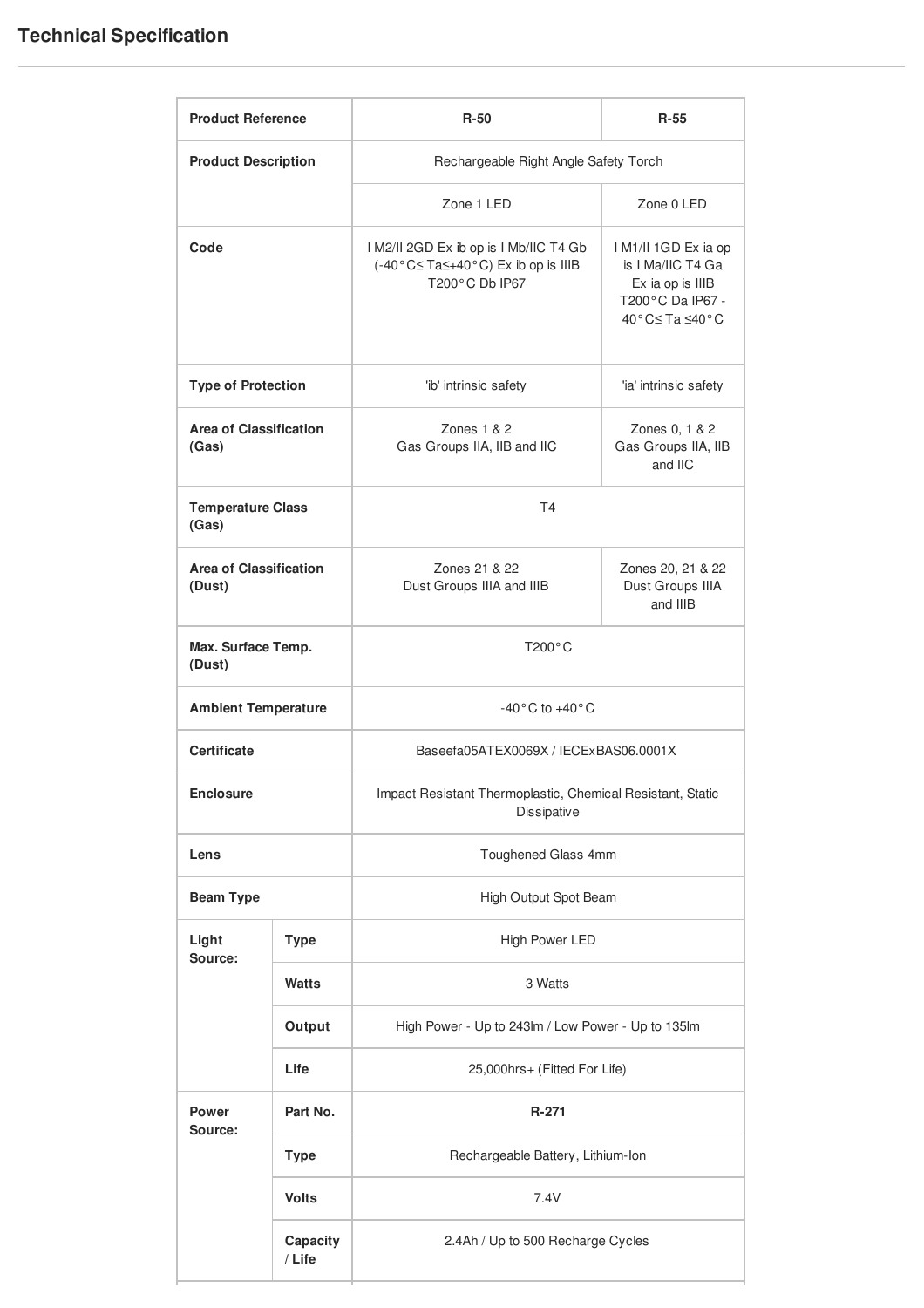## Technical Specification

| Product Reference | | R-50 | R-55 |
|---|---|---|---|
| Product Description | | Rechargeable Right Angle Safety Torch | |
| | | Zone 1 LED | Zone 0 LED |
| Code | | I M2/II 2GD Ex ib op is I Mb/IIC T4 Gb (-40°C≤ Ta≤+40°C) Ex ib op is IIIB T200°C Db IP67 | I M1/II 1GD Ex ia op is I Ma/IIC T4 Ga Ex ia op is IIIB T200°C Da IP67 -40°C≤ Ta ≤40°C |
| Type of Protection | | 'ib' intrinsic safety | 'ia' intrinsic safety |
| Area of Classification (Gas) | | Zones 1 & 2 Gas Groups IIA, IIB and IIC | Zones 0, 1 & 2 Gas Groups IIA, IIB and IIC |
| Temperature Class (Gas) | | T4 | |
| Area of Classification (Dust) | | Zones 21 & 22 Dust Groups IIIA and IIIB | Zones 20, 21 & 22 Dust Groups IIIA and IIIB |
| Max. Surface Temp. (Dust) | | T200°C | |
| Ambient Temperature | | -40°C to +40°C | |
| Certificate | | Baseefa05ATEX0069X / IECExBAS06.0001X | |
| Enclosure | | Impact Resistant Thermoplastic, Chemical Resistant, Static Dissipative | |
| Lens | | Toughened Glass 4mm | |
| Beam Type | | High Output Spot Beam | |
| Light Source: | Type | High Power LED | |
| | Watts | 3 Watts | |
| | Output | High Power - Up to 243lm / Low Power - Up to 135lm | |
| | Life | 25,000hrs+ (Fitted For Life) | |
| Power Source: | Part No. | R-271 | |
| | Type | Rechargeable Battery, Lithium-Ion | |
| | Volts | 7.4V | |
| | Capacity / Life | 2.4Ah / Up to 500 Recharge Cycles | |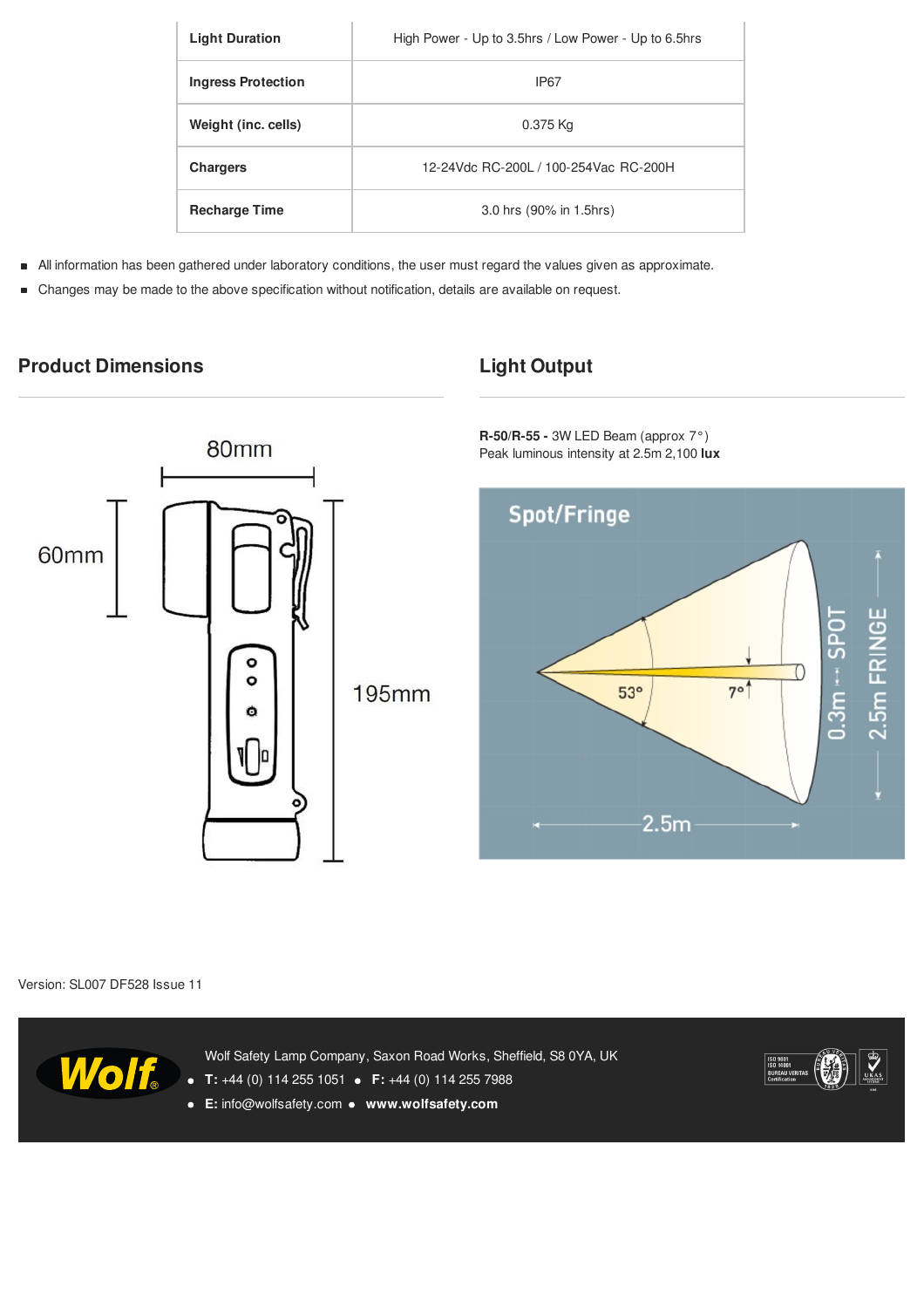| | |
|---|---|
| **Light Duration** | High Power - Up to 3.5hrs / Low Power - Up to 6.5hrs |
| **Ingress Protection** | IP67 |
| **Weight (inc. cells)** | 0.375 Kg |
| **Chargers** | 12-24Vdc RC-200L / 100-254Vac RC-200H |
| **Recharge Time** | 3.0 hrs (90% in 1.5hrs) |

- All information has been gathered under laboratory conditions, the user must regard the values given as approximate.
- Changes may be made to the above specification without notification, details are available on request.

## Product Dimensions

80mm

60mm

195mm

## Light Output

**R-50**/**R-55 -** 3W LED Beam (approx 7°)
Peak luminous intensity at 2.5m 2,100 **lux**

Spot/Fringe

53°

7°

0.3m SPOT

2.5m FRINGE

2.5m

Version: SL007 DF528 Issue 11

Wolf Safety Lamp Company, Saxon Road Works, Sheffield, S8 0YA, UK

- **T:** +44 (0) 114 255 1051 • **F:** +44 (0) 114 255 7988
- **E:** info@wolfsafety.com • **www.wolfsafety.com**